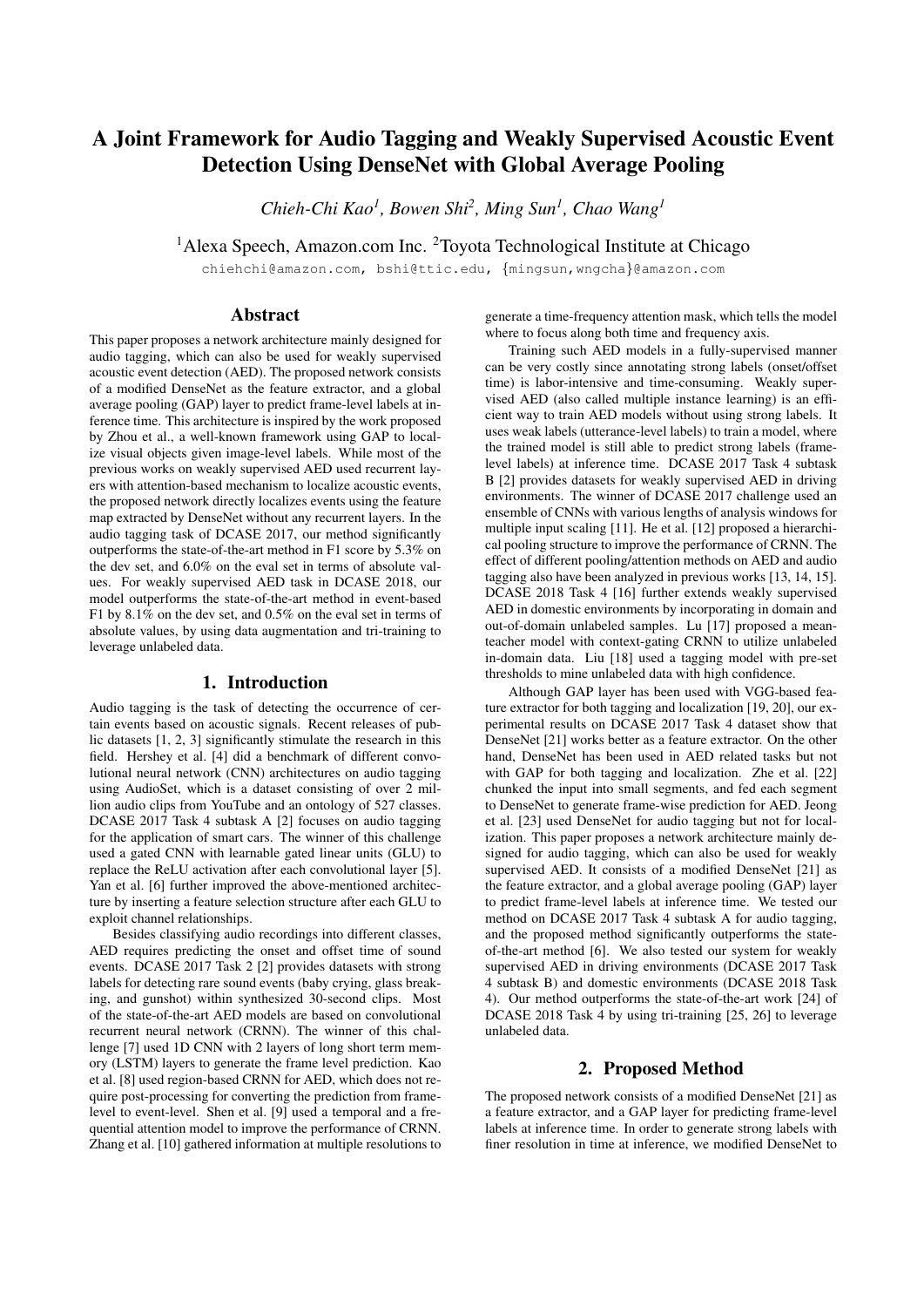# A Joint Framework for Audio Tagging and Weakly Supervised Acoustic Event Detection Using DenseNet with Global Average Pooling

*Chieh-Chi Kao[1], Bowen Shi[2], Ming Sun[1], Chao Wang[1]*

[1]Alexa Speech, Amazon.com Inc. [2]Toyota Technological Institute at Chicago

chiehchi@amazon.com, bshi@ttic.edu, {mingsun,wngcha}@amazon.com

## Abstract

This paper proposes a network architecture mainly designed for audio tagging, which can also be used for weakly supervised acoustic event detection (AED). The proposed network consists of a modified DenseNet as the feature extractor, and a global average pooling (GAP) layer to predict frame-level labels at inference time. This architecture is inspired by the work proposed by Zhou et al., a well-known framework using GAP to localize visual objects given image-level labels. While most of the previous works on weakly supervised AED used recurrent layers with attention-based mechanism to localize acoustic events, the proposed network directly localizes events using the feature map extracted by DenseNet without any recurrent layers. In the audio tagging task of DCASE 2017, our method significantly outperforms the state-of-the-art method in F1 score by 5.3% on the dev set, and 6.0% on the eval set in terms of absolute values. For weakly supervised AED task in DCASE 2018, our model outperforms the state-of-the-art method in event-based F1 by 8.1% on the dev set, and 0.5% on the eval set in terms of absolute values, by using data augmentation and tri-training to leverage unlabeled data.

## 1. Introduction

Audio tagging is the task of detecting the occurrence of certain events based on acoustic signals. Recent releases of public datasets [1, 2, 3] significantly stimulate the research in this field. Hershey et al. [4] did a benchmark of different convolutional neural network (CNN) architectures on audio tagging using AudioSet, which is a dataset consisting of over 2 million audio clips from YouTube and an ontology of 527 classes. DCASE 2017 Task 4 subtask A [2] focuses on audio tagging for the application of smart cars. The winner of this challenge used a gated CNN with learnable gated linear units (GLU) to replace the ReLU activation after each convolutional layer [5]. Yan et al. [6] further improved the above-mentioned architecture by inserting a feature selection structure after each GLU to exploit channel relationships.

Besides classifying audio recordings into different classes, AED requires predicting the onset and offset time of sound events. DCASE 2017 Task 2 [2] provides datasets with strong labels for detecting rare sound events (baby crying, glass breaking, and gunshot) within synthesized 30-second clips. Most of the state-of-the-art AED models are based on convolutional recurrent neural network (CRNN). The winner of this challenge [7] used 1D CNN with 2 layers of long short term memory (LSTM) layers to generate the frame level prediction. Kao et al. [8] used region-based CRNN for AED, which does not require post-processing for converting the prediction from frame-level to event-level. Shen et al. [9] used a temporal and a frequential attention model to improve the performance of CRNN. Zhang et al. [10] gathered information at multiple resolutions to generate a time-frequency attention mask, which tells the model where to focus along both time and frequency axis.

Training such AED models in a fully-supervised manner can be very costly since annotating strong labels (onset/offset time) is labor-intensive and time-consuming. Weakly supervised AED (also called multiple instance learning) is an efficient way to train AED models without using strong labels. It uses weak labels (utterance-level labels) to train a model, where the trained model is still able to predict strong labels (frame-level labels) at inference time. DCASE 2017 Task 4 subtask B [2] provides datasets for weakly supervised AED in driving environments. The winner of DCASE 2017 challenge used an ensemble of CNNs with various lengths of analysis windows for multiple input scaling [11]. He et al. [12] proposed a hierarchical pooling structure to improve the performance of CRNN. The effect of different pooling/attention methods on AED and audio tagging also have been analyzed in previous works [13, 14, 15]. DCASE 2018 Task 4 [16] further extends weakly supervised AED in domestic environments by incorporating in domain and out-of-domain unlabeled samples. Lu [17] proposed a mean-teacher model with context-gating CRNN to utilize unlabeled in-domain data. Liu [18] used a tagging model with pre-set thresholds to mine unlabeled data with high confidence.

Although GAP layer has been used with VGG-based feature extractor for both tagging and localization [19, 20], our experimental results on DCASE 2017 Task 4 dataset show that DenseNet [21] works better as a feature extractor. On the other hand, DenseNet has been used in AED related tasks but not with GAP for both tagging and localization. Zhe et al. [22] chunked the input into small segments, and fed each segment to DenseNet to generate frame-wise prediction for AED. Jeong et al. [23] used DenseNet for audio tagging but not for localization. This paper proposes a network architecture mainly designed for audio tagging, which can also be used for weakly supervised AED. It consists of a modified DenseNet [21] as the feature extractor, and a global average pooling (GAP) layer to predict frame-level labels at inference time. We tested our method on DCASE 2017 Task 4 subtask A for audio tagging, and the proposed method significantly outperforms the state-of-the-art method [6]. We also tested our system for weakly supervised AED in driving environments (DCASE 2017 Task 4 subtask B) and domestic environments (DCASE 2018 Task 4). Our method outperforms the state-of-the-art work [24] of DCASE 2018 Task 4 by using tri-training [25, 26] to leverage unlabeled data.

## 2. Proposed Method

The proposed network consists of a modified DenseNet [21] as a feature extractor, and a GAP layer for predicting frame-level labels at inference time. In order to generate strong labels with finer resolution in time at inference, we modified DenseNet to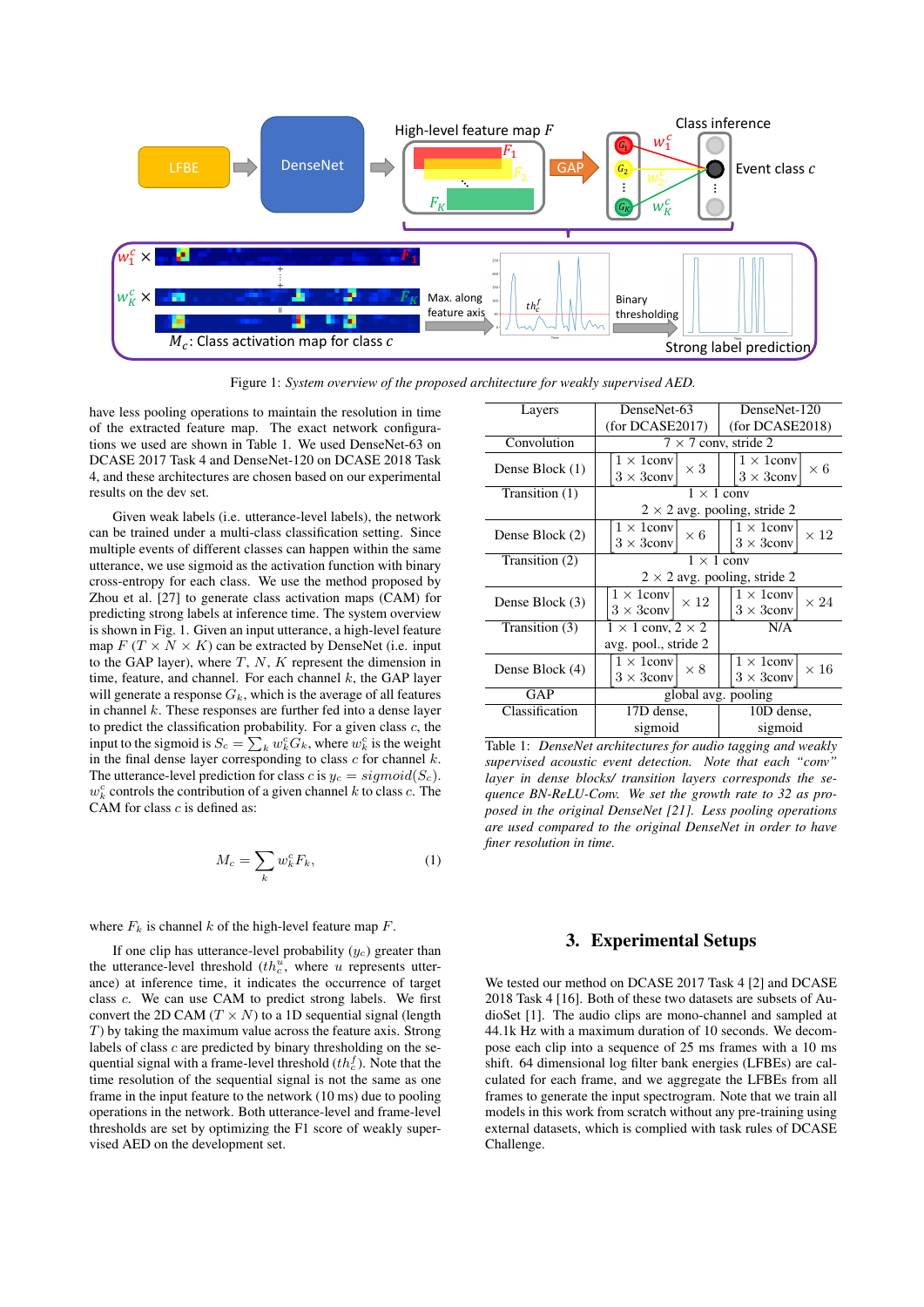Figure 1: *System overview of the proposed architecture for weakly supervised AED.*

have less pooling operations to maintain the resolution in time of the extracted feature map. The exact network configurations we used are shown in Table 1. We used DenseNet-63 on DCASE 2017 Task 4 and DenseNet-120 on DCASE 2018 Task 4, and these architectures are chosen based on our experimental results on the dev set.

Given weak labels (i.e. utterance-level labels), the network can be trained under a multi-class classification setting. Since multiple events of different classes can happen within the same utterance, we use sigmoid as the activation function with binary cross-entropy for each class. We use the method proposed by Zhou et al. [27] to generate class activation maps (CAM) for predicting strong labels at inference time. The system overview is shown in Fig. 1. Given an input utterance, a high-level feature map $F$ ($T \times N \times K$) can be extracted by DenseNet (i.e. input to the GAP layer), where $T$, $N$, $K$ represent the dimension in time, feature, and channel. For each channel $k$, the GAP layer will generate a response $G_k$, which is the average of all features in channel $k$. These responses are further fed into a dense layer to predict the classification probability. For a given class $c$, the input to the sigmoid is $S_c = \sum_k w_k^c G_k$, where $w_k^c$ is the weight in the final dense layer corresponding to class $c$ for channel $k$. The utterance-level prediction for class $c$ is $y_c = sigmoid(S_c)$. $w_k^c$ controls the contribution of a given channel $k$ to class $c$. The CAM for class $c$ is defined as:

$$M_c = \sum_k w_k^c F_k, \tag{1}$$

where $F_k$ is channel $k$ of the high-level feature map $F$.

If one clip has utterance-level probability ($y_c$) greater than the utterance-level threshold ($th_c^u$, where $u$ represents utterance) at inference time, it indicates the occurrence of target class $c$. We can use CAM to predict strong labels. We first convert the 2D CAM ($T \times N$) to a 1D sequential signal (length $T$) by taking the maximum value across the feature axis. Strong labels of class $c$ are predicted by binary thresholding on the sequential signal with a frame-level threshold ($th_c^f$). Note that the time resolution of the sequential signal is not the same as one frame in the input feature to the network (10 ms) due to pooling operations in the network. Both utterance-level and frame-level thresholds are set by optimizing the F1 score of weakly supervised AED on the development set.

| Layers | DenseNet-63 (for DCASE2017) | DenseNet-120 (for DCASE2018) |
|---|---|---|
| Convolution | $7 \times 7$ conv, stride 2 | |
| Dense Block (1) | $\begin{bmatrix} 1 \times 1\text{conv} \\ 3 \times 3\text{conv} \end{bmatrix} \times 3$ | $\begin{bmatrix} 1 \times 1\text{conv} \\ 3 \times 3\text{conv} \end{bmatrix} \times 6$ |
| Transition (1) | $1 \times 1$ conv<br>$2 \times 2$ avg. pooling, stride 2 | |
| Dense Block (2) | $\begin{bmatrix} 1 \times 1\text{conv} \\ 3 \times 3\text{conv} \end{bmatrix} \times 6$ | $\begin{bmatrix} 1 \times 1\text{conv} \\ 3 \times 3\text{conv} \end{bmatrix} \times 12$ |
| Transition (2) | $1 \times 1$ conv<br>$2 \times 2$ avg. pooling, stride 2 | |
| Dense Block (3) | $\begin{bmatrix} 1 \times 1\text{conv} \\ 3 \times 3\text{conv} \end{bmatrix} \times 12$ | $\begin{bmatrix} 1 \times 1\text{conv} \\ 3 \times 3\text{conv} \end{bmatrix} \times 24$ |
| Transition (3) | $1 \times 1$ conv, $2 \times 2$ avg. pool., stride 2 | N/A |
| Dense Block (4) | $\begin{bmatrix} 1 \times 1\text{conv} \\ 3 \times 3\text{conv} \end{bmatrix} \times 8$ | $\begin{bmatrix} 1 \times 1\text{conv} \\ 3 \times 3\text{conv} \end{bmatrix} \times 16$ |
| GAP | global avg. pooling | |
| Classification | 17D dense, sigmoid | 10D dense, sigmoid |

Table 1: *DenseNet architectures for audio tagging and weakly supervised acoustic event detection. Note that each "conv" layer in dense blocks/ transition layers corresponds the sequence BN-ReLU-Conv. We set the growth rate to 32 as proposed in the original DenseNet [21]. Less pooling operations are used compared to the original DenseNet in order to have finer resolution in time.*

## 3. Experimental Setups

We tested our method on DCASE 2017 Task 4 [2] and DCASE 2018 Task 4 [16]. Both of these two datasets are subsets of AudioSet [1]. The audio clips are mono-channel and sampled at 44.1k Hz with a maximum duration of 10 seconds. We decompose each clip into a sequence of 25 ms frames with a 10 ms shift. 64 dimensional log filter bank energies (LFBEs) are calculated for each frame, and we aggregate the LFBEs from all frames to generate the input spectrogram. Note that we train all models in this work from scratch without any pre-training using external datasets, which is complied with task rules of DCASE Challenge.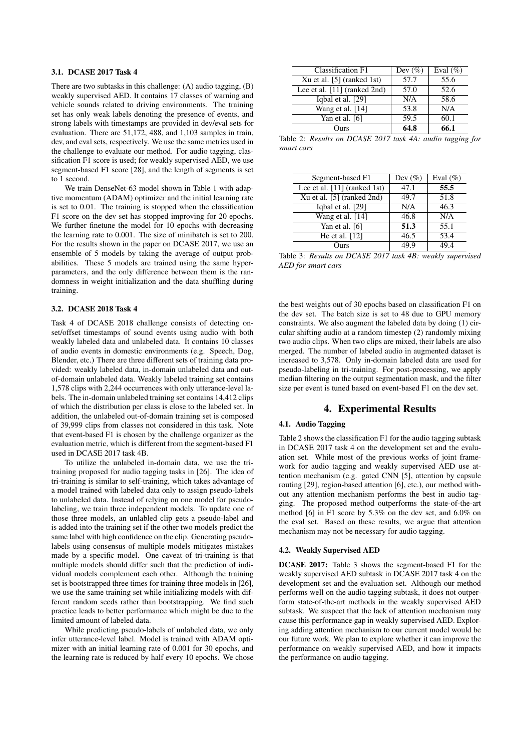### 3.1. DCASE 2017 Task 4

There are two subtasks in this challenge: (A) audio tagging, (B) weakly supervised AED. It contains 17 classes of warning and vehicle sounds related to driving environments. The training set has only weak labels denoting the presence of events, and strong labels with timestamps are provided in dev/eval sets for evaluation. There are 51,172, 488, and 1,103 samples in train, dev, and eval sets, respectively. We use the same metrics used in the challenge to evaluate our method. For audio tagging, classification F1 score is used; for weakly supervised AED, we use segment-based F1 score [28], and the length of segments is set to 1 second.

We train DenseNet-63 model shown in Table 1 with adaptive momentum (ADAM) optimizer and the initial learning rate is set to 0.01. The training is stopped when the classification F1 score on the dev set has stopped improving for 20 epochs. We further finetune the model for 10 epochs with decreasing the learning rate to 0.001. The size of minibatch is set to 200. For the results shown in the paper on DCASE 2017, we use an ensemble of 5 models by taking the average of output probabilities. These 5 models are trained using the same hyperparameters, and the only difference between them is the randomness in weight initialization and the data shuffling during training.

### 3.2. DCASE 2018 Task 4

Task 4 of DCASE 2018 challenge consists of detecting onset/offset timestamps of sound events using audio with both weakly labeled data and unlabeled data. It contains 10 classes of audio events in domestic environments (e.g. Speech, Dog, Blender, etc.) There are three different sets of training data provided: weakly labeled data, in-domain unlabeled data and out-of-domain unlabeled data. Weakly labeled training set contains 1,578 clips with 2,244 occurrences with only utterance-level labels. The in-domain unlabeled training set contains 14,412 clips of which the distribution per class is close to the labeled set. In addition, the unlabeled out-of-domain training set is composed of 39,999 clips from classes not considered in this task. Note that event-based F1 is chosen by the challenge organizer as the evaluation metric, which is different from the segment-based F1 used in DCASE 2017 task 4B.

To utilize the unlabeled in-domain data, we use the tri-training proposed for audio tagging tasks in [26]. The idea of tri-training is similar to self-training, which takes advantage of a model trained with labeled data only to assign pseudo-labels to unlabeled data. Instead of relying on one model for pseudo-labeling, we train three independent models. To update one of those three models, an unlabled clip gets a pseudo-label and is added into the training set if the other two models predict the same label with high confidence on the clip. Generating pseudo-labels using consensus of multiple models mitigates mistakes made by a specific model. One caveat of tri-training is that multiple models should differ such that the prediction of individual models complement each other. Although the training set is bootstrapped three times for training three models in [26], we use the same training set while initializing models with different random seeds rather than bootstrapping. We find such practice leads to better performance which might be due to the limited amount of labeled data.

While predicting pseudo-labels of unlabeled data, we only infer utterance-level label. Model is trained with ADAM optimizer with an initial learning rate of 0.001 for 30 epochs, and the learning rate is reduced by half every 10 epochs. We chose the best weights out of 30 epochs based on classification F1 on the dev set. The batch size is set to 48 due to GPU memory constraints. We also augment the labeled data by doing (1) circular shifting audio at a random timestep (2) randomly mixing two audio clips. When two clips are mixed, their labels are also merged. The number of labeled audio in augmented dataset is increased to 3,578. Only in-domain labeled data are used for pseudo-labeling in tri-training. For post-processing, we apply median filtering on the output segmentation mask, and the filter size per event is tuned based on event-based F1 on the dev set.

| Classification F1 | Dev (%) | Eval (%) |
|---|---|---|
| Xu et al. [5] (ranked 1st) | 57.7 | 55.6 |
| Lee et al. [11] (ranked 2nd) | 57.0 | 52.6 |
| Iqbal et al. [29] | N/A | 58.6 |
| Wang et al. [14] | 53.8 | N/A |
| Yan et al. [6] | 59.5 | 60.1 |
| Ours | **64.8** | **66.1** |

Table 2: *Results on DCASE 2017 task 4A: audio tagging for smart cars*

| Segment-based F1 | Dev (%) | Eval (%) |
|---|---|---|
| Lee et al. [11] (ranked 1st) | 47.1 | **55.5** |
| Xu et al. [5] (ranked 2nd) | 49.7 | 51.8 |
| Iqbal et al. [29] | N/A | 46.3 |
| Wang et al. [14] | 46.8 | N/A |
| Yan et al. [6] | **51.3** | 55.1 |
| He et al. [12] | 46.5 | 53.4 |
| Ours | 49.9 | 49.4 |

Table 3: *Results on DCASE 2017 task 4B: weakly supervised AED for smart cars*

## 4. Experimental Results

### 4.1. Audio Tagging

Table 2 shows the classification F1 for the audio tagging subtask in DCASE 2017 task 4 on the development set and the evaluation set. While most of the previous works of joint framework for audio tagging and weakly supervised AED use attention mechanism (e.g. gated CNN [5], attention by capsule routing [29], region-based attention [6], etc.), our method without any attention mechanism performs the best in audio tagging. The proposed method outperforms the state-of-the-art method [6] in F1 score by 5.3% on the dev set, and 6.0% on the eval set. Based on these results, we argue that attention mechanism may not be necessary for audio tagging.

### 4.2. Weakly Supervised AED

**DCASE 2017:** Table 3 shows the segment-based F1 for the weakly supervised AED subtask in DCASE 2017 task 4 on the development set and the evaluation set. Although our method performs well on the audio tagging subtask, it does not outperform state-of-the-art methods in the weakly supervised AED subtask. We suspect that the lack of attention mechanism may cause this performance gap in weakly supervised AED. Exploring adding attention mechanism to our current model would be our future work. We plan to explore whether it can improve the performance on weakly supervised AED, and how it impacts the performance on audio tagging.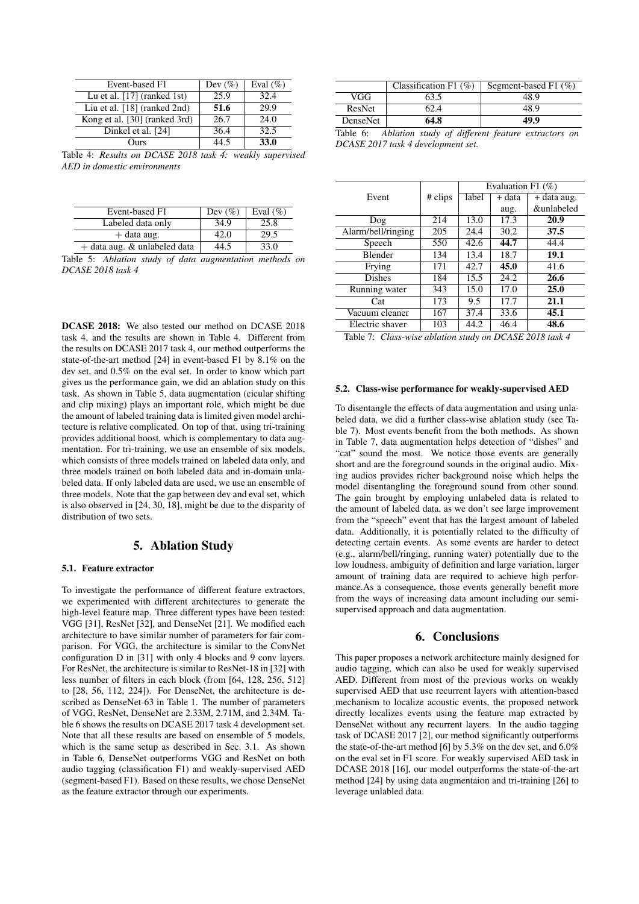| Event-based F1 | Dev (%) | Eval (%) |
|---|---|---|
| Lu et al. [17] (ranked 1st) | 25.9 | 32.4 |
| Liu et al. [18] (ranked 2nd) | **51.6** | 29.9 |
| Kong et al. [30] (ranked 3rd) | 26.7 | 24.0 |
| Dinkel et al. [24] | 36.4 | 32.5 |
| Ours | 44.5 | **33.0** |

Table 4: *Results on DCASE 2018 task 4: weakly supervised AED in domestic environments*

| Event-based F1 | Dev (%) | Eval (%) |
|---|---|---|
| Labeled data only | 34.9 | 25.8 |
| + data aug. | 42.0 | 29.5 |
| + data aug. & unlabeled data | 44.5 | 33.0 |

Table 5: *Ablation study of data augmentation methods on DCASE 2018 task 4*

**DCASE 2018:** We also tested our method on DCASE 2018 task 4, and the results are shown in Table 4. Different from the results on DCASE 2017 task 4, our method outperforms the state-of-the-art method [24] in event-based F1 by 8.1% on the dev set, and 0.5% on the eval set. In order to know which part gives us the performance gain, we did an ablation study on this task. As shown in Table 5, data augmentation (cicular shifting and clip mixing) plays an important role, which might be due the amount of labeled training data is limited given model architecture is relative complicated. On top of that, using tri-training provides additional boost, which is complementary to data augmentation. For tri-training, we use an ensemble of six models, which consists of three models trained on labeled data only, and three models trained on both labeled data and in-domain unlabeled data. If only labeled data are used, we use an ensemble of three models. Note that the gap between dev and eval set, which is also observed in [24, 30, 18], might be due to the disparity of distribution of two sets.

# 5. Ablation Study

## 5.1. Feature extractor

To investigate the performance of different feature extractors, we experimented with different architectures to generate the high-level feature map. Three different types have been tested: VGG [31], ResNet [32], and DenseNet [21]. We modified each architecture to have similar number of parameters for fair comparison. For VGG, the architecture is similar to the ConvNet configuration D in [31] with only 4 blocks and 9 conv layers. For ResNet, the architecture is similar to ResNet-18 in [32] with less number of filters in each block (from [64, 128, 256, 512] to [28, 56, 112, 224]). For DenseNet, the architecture is described as DenseNet-63 in Table 1. The number of parameters of VGG, ResNet, DenseNet are 2.33M, 2.71M, and 2.34M. Table 6 shows the results on DCASE 2017 task 4 development set. Note that all these results are based on ensemble of 5 models, which is the same setup as described in Sec. 3.1. As shown in Table 6, DenseNet outperforms VGG and ResNet on both audio tagging (classification F1) and weakly-supervised AED (segment-based F1). Based on these results, we chose DenseNet as the feature extractor through our experiments.

| | Classification F1 (%) | Segment-based F1 (%) |
|---|---|---|
| VGG | 63.5 | 48.9 |
| ResNet | 62.4 | 48.9 |
| DenseNet | **64.8** | **49.9** |

Table 6: *Ablation study of different feature extractors on DCASE 2017 task 4 development set.*

| Event | # clips | Evaluation F1 (%) | | |
|---|---|---|---|---|
| | | label | + data aug. | + data aug. &unlabeled |
| Dog | 214 | 13.0 | 17.3 | **20.9** |
| Alarm/bell/ringing | 205 | 24.4 | 30.2 | **37.5** |
| Speech | 550 | 42.6 | **44.7** | 44.4 |
| Blender | 134 | 13.4 | 18.7 | **19.1** |
| Frying | 171 | 42.7 | **45.0** | 41.6 |
| Dishes | 184 | 15.5 | 24.2 | **26.6** |
| Running water | 343 | 15.0 | 17.0 | **25.0** |
| Cat | 173 | 9.5 | 17.7 | **21.1** |
| Vacuum cleaner | 167 | 37.4 | 33.6 | **45.1** |
| Electric shaver | 103 | 44.2 | 46.4 | **48.6** |

Table 7: *Class-wise ablation study on DCASE 2018 task 4*

## 5.2. Class-wise performance for weakly-supervised AED

To disentangle the effects of data augmentation and using unlabeled data, we did a further class-wise ablation study (see Table 7). Most events benefit from the both methods. As shown in Table 7, data augmentation helps detection of "dishes" and "cat" sound the most. We notice those events are generally short and are the foreground sounds in the original audio. Mixing audios provides richer background noise which helps the model disentangling the foreground sound from other sound. The gain brought by employing unlabeled data is related to the amount of labeled data, as we don't see large improvement from the "speech" event that has the largest amount of labeled data. Additionally, it is potentially related to the difficulty of detecting certain events. As some events are harder to detect (e.g., alarm/bell/ringing, running water) potentially due to the low loudness, ambiguity of definition and large variation, larger amount of training data are required to achieve high performance.As a consequence, those events generally benefit more from the ways of increasing data amount including our semi-supervised approach and data augmentation.

# 6. Conclusions

This paper proposes a network architecture mainly designed for audio tagging, which can also be used for weakly supervised AED. Different from most of the previous works on weakly supervised AED that use recurrent layers with attention-based mechanism to localize acoustic events, the proposed network directly localizes events using the feature map extracted by DenseNet without any recurrent layers. In the audio tagging task of DCASE 2017 [2], our method significantly outperforms the state-of-the-art method [6] by 5.3% on the dev set, and 6.0% on the eval set in F1 score. For weakly supervised AED task in DCASE 2018 [16], our model outperforms the state-of-the-art method [24] by using data augmentaion and tri-training [26] to leverage unlabled data.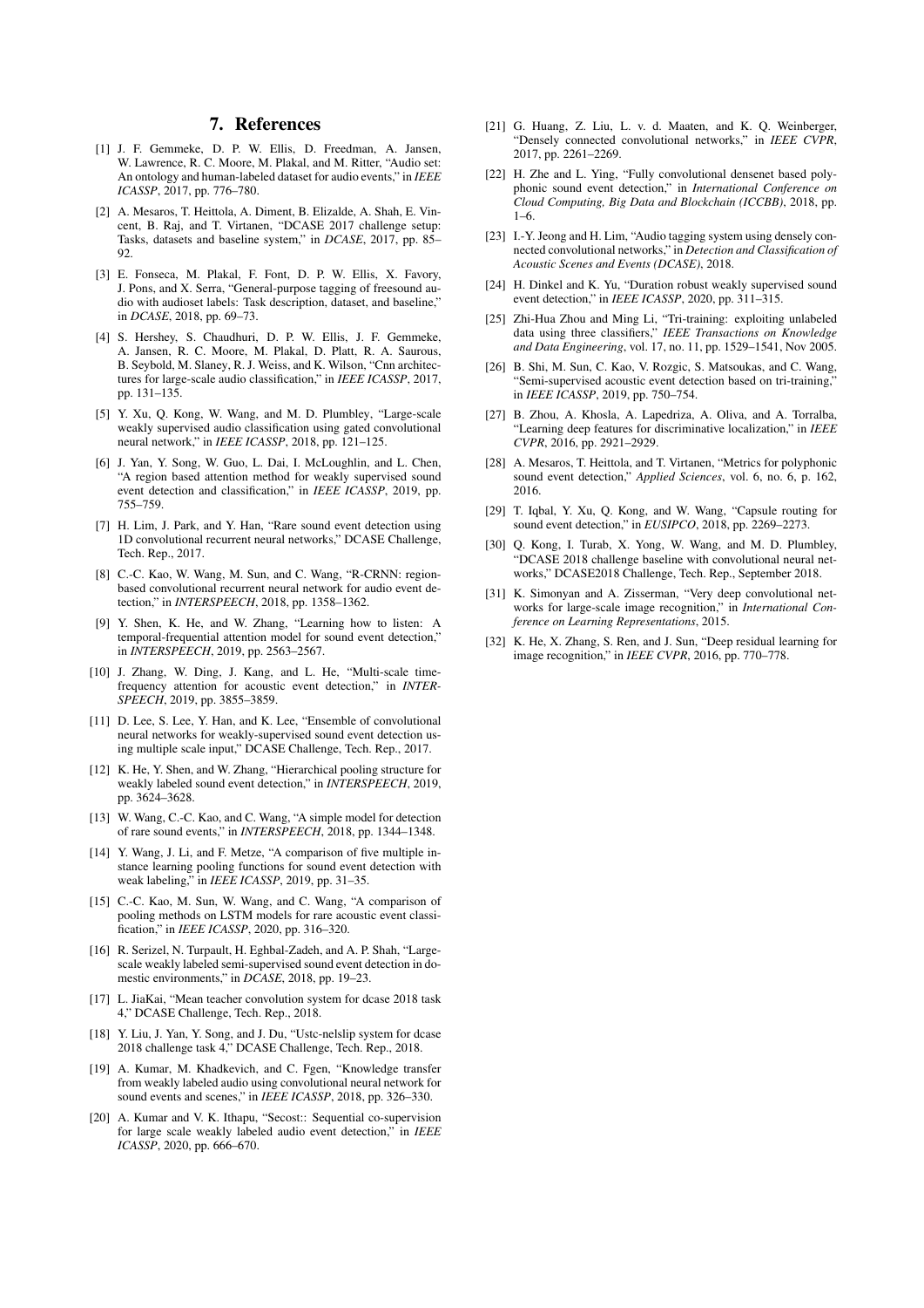## 7. References

[1] J. F. Gemmeke, D. P. W. Ellis, D. Freedman, A. Jansen, W. Lawrence, R. C. Moore, M. Plakal, and M. Ritter, "Audio set: An ontology and human-labeled dataset for audio events," in *IEEE ICASSP*, 2017, pp. 776–780.

[2] A. Mesaros, T. Heittola, A. Diment, B. Elizalde, A. Shah, E. Vincent, B. Raj, and T. Virtanen, "DCASE 2017 challenge setup: Tasks, datasets and baseline system," in *DCASE*, 2017, pp. 85–92.

[3] E. Fonseca, M. Plakal, F. Font, D. P. W. Ellis, X. Favory, J. Pons, and X. Serra, "General-purpose tagging of freesound audio with audioset labels: Task description, dataset, and baseline," in *DCASE*, 2018, pp. 69–73.

[4] S. Hershey, S. Chaudhuri, D. P. W. Ellis, J. F. Gemmeke, A. Jansen, R. C. Moore, M. Plakal, D. Platt, R. A. Saurous, B. Seybold, M. Slaney, R. J. Weiss, and K. Wilson, "Cnn architectures for large-scale audio classification," in *IEEE ICASSP*, 2017, pp. 131–135.

[5] Y. Xu, Q. Kong, W. Wang, and M. D. Plumbley, "Large-scale weakly supervised audio classification using gated convolutional neural network," in *IEEE ICASSP*, 2018, pp. 121–125.

[6] J. Yan, Y. Song, W. Guo, L. Dai, I. McLoughlin, and L. Chen, "A region based attention method for weakly supervised sound event detection and classification," in *IEEE ICASSP*, 2019, pp. 755–759.

[7] H. Lim, J. Park, and Y. Han, "Rare sound event detection using 1D convolutional recurrent neural networks," DCASE Challenge, Tech. Rep., 2017.

[8] C.-C. Kao, W. Wang, M. Sun, and C. Wang, "R-CRNN: region-based convolutional recurrent neural network for audio event detection," in *INTERSPEECH*, 2018, pp. 1358–1362.

[9] Y. Shen, K. He, and W. Zhang, "Learning how to listen: A temporal-frequential attention model for sound event detection," in *INTERSPEECH*, 2019, pp. 2563–2567.

[10] J. Zhang, W. Ding, J. Kang, and L. He, "Multi-scale time-frequency attention for acoustic event detection," in *INTERSPEECH*, 2019, pp. 3855–3859.

[11] D. Lee, S. Lee, Y. Han, and K. Lee, "Ensemble of convolutional neural networks for weakly-supervised sound event detection using multiple scale input," DCASE Challenge, Tech. Rep., 2017.

[12] K. He, Y. Shen, and W. Zhang, "Hierarchical pooling structure for weakly labeled sound event detection," in *INTERSPEECH*, 2019, pp. 3624–3628.

[13] W. Wang, C.-C. Kao, and C. Wang, "A simple model for detection of rare sound events," in *INTERSPEECH*, 2018, pp. 1344–1348.

[14] Y. Wang, J. Li, and F. Metze, "A comparison of five multiple instance learning pooling functions for sound event detection with weak labeling," in *IEEE ICASSP*, 2019, pp. 31–35.

[15] C.-C. Kao, M. Sun, W. Wang, and C. Wang, "A comparison of pooling methods on LSTM models for rare acoustic event classification," in *IEEE ICASSP*, 2020, pp. 316–320.

[16] R. Serizel, N. Turpault, H. Eghbal-Zadeh, and A. P. Shah, "Large-scale weakly labeled semi-supervised sound event detection in domestic environments," in *DCASE*, 2018, pp. 19–23.

[17] L. JiaKai, "Mean teacher convolution system for dcase 2018 task 4," DCASE Challenge, Tech. Rep., 2018.

[18] Y. Liu, J. Yan, Y. Song, and J. Du, "Ustc-nelslip system for dcase 2018 challenge task 4," DCASE Challenge, Tech. Rep., 2018.

[19] A. Kumar, M. Khadkevich, and C. Fgen, "Knowledge transfer from weakly labeled audio using convolutional neural network for sound events and scenes," in *IEEE ICASSP*, 2018, pp. 326–330.

[20] A. Kumar and V. K. Ithapu, "Secost:: Sequential co-supervision for large scale weakly labeled audio event detection," in *IEEE ICASSP*, 2020, pp. 666–670.

[21] G. Huang, Z. Liu, L. v. d. Maaten, and K. Q. Weinberger, "Densely connected convolutional networks," in *IEEE CVPR*, 2017, pp. 2261–2269.

[22] H. Zhe and L. Ying, "Fully convolutional densenet based polyphonic sound event detection," in *International Conference on Cloud Computing, Big Data and Blockchain (ICCBB)*, 2018, pp. 1–6.

[23] I.-Y. Jeong and H. Lim, "Audio tagging system using densely connected convolutional networks," in *Detection and Classification of Acoustic Scenes and Events (DCASE)*, 2018.

[24] H. Dinkel and K. Yu, "Duration robust weakly supervised sound event detection," in *IEEE ICASSP*, 2020, pp. 311–315.

[25] Zhi-Hua Zhou and Ming Li, "Tri-training: exploiting unlabeled data using three classifiers," *IEEE Transactions on Knowledge and Data Engineering*, vol. 17, no. 11, pp. 1529–1541, Nov 2005.

[26] B. Shi, M. Sun, C. Kao, V. Rozgic, S. Matsoukas, and C. Wang, "Semi-supervised acoustic event detection based on tri-training," in *IEEE ICASSP*, 2019, pp. 750–754.

[27] B. Zhou, A. Khosla, A. Lapedriza, A. Oliva, and A. Torralba, "Learning deep features for discriminative localization," in *IEEE CVPR*, 2016, pp. 2921–2929.

[28] A. Mesaros, T. Heittola, and T. Virtanen, "Metrics for polyphonic sound event detection," *Applied Sciences*, vol. 6, no. 6, p. 162, 2016.

[29] T. Iqbal, Y. Xu, Q. Kong, and W. Wang, "Capsule routing for sound event detection," in *EUSIPCO*, 2018, pp. 2269–2273.

[30] Q. Kong, I. Turab, X. Yong, W. Wang, and M. D. Plumbley, "DCASE 2018 challenge baseline with convolutional neural networks," DCASE2018 Challenge, Tech. Rep., September 2018.

[31] K. Simonyan and A. Zisserman, "Very deep convolutional networks for large-scale image recognition," in *International Conference on Learning Representations*, 2015.

[32] K. He, X. Zhang, S. Ren, and J. Sun, "Deep residual learning for image recognition," in *IEEE CVPR*, 2016, pp. 770–778.